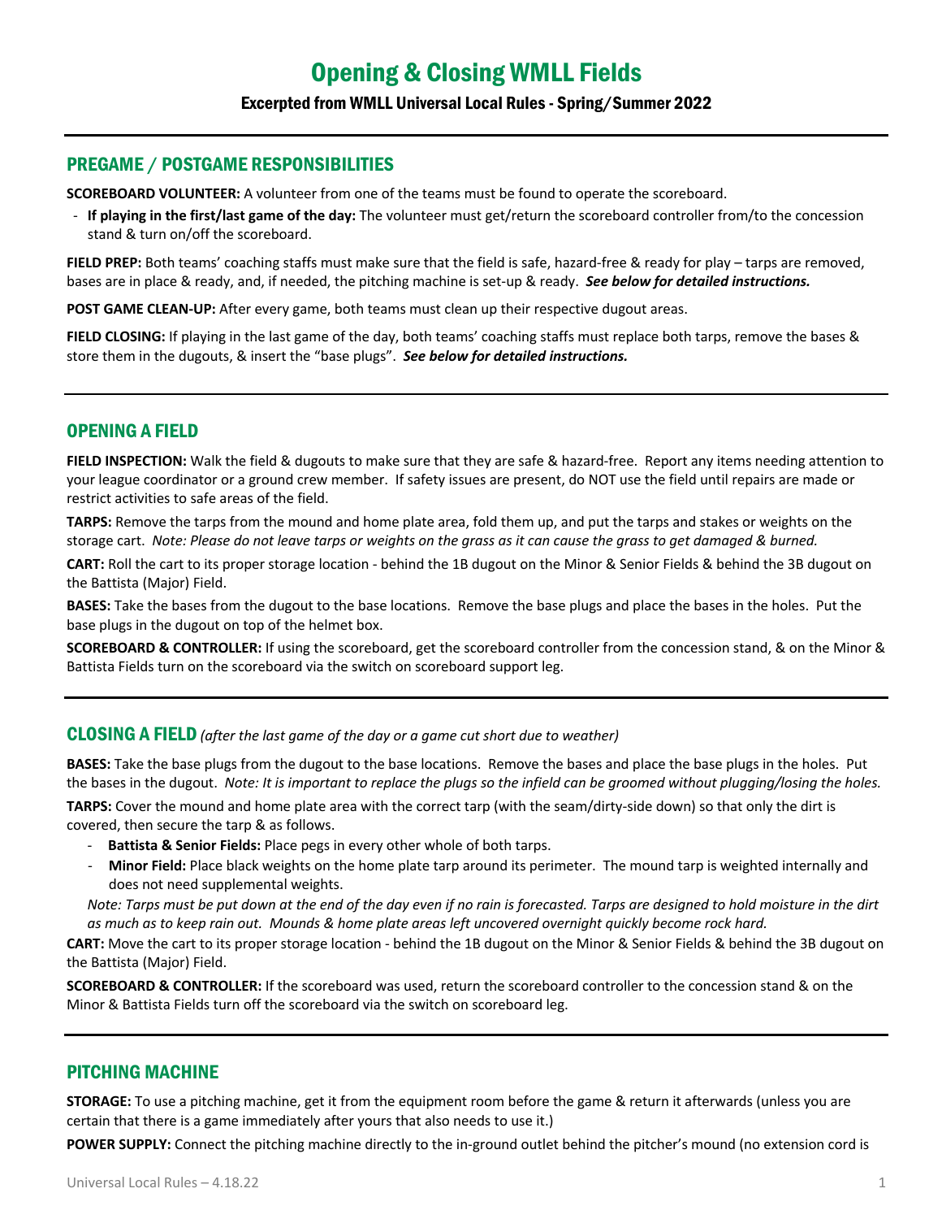# Opening & Closing WMLL Fields

### Excerpted from WMLL Universal Local Rules - Spring/Summer 2022

## PREGAME / POSTGAME RESPONSIBILITIES

**SCOREBOARD VOLUNTEER:** A volunteer from one of the teams must be found to operate the scoreboard.

- **If playing in the first/last game of the day:** The volunteer must get/return the scoreboard controller from/to the concession stand & turn on/off the scoreboard.

**FIELD PREP:** Both teams' coaching staffs must make sure that the field is safe, hazard-free & ready for play – tarps are removed, bases are in place & ready, and, if needed, the pitching machine is set-up & ready. ***See below for detailed instructions.***

**POST GAME CLEAN-UP:** After every game, both teams must clean up their respective dugout areas.

**FIELD CLOSING:** If playing in the last game of the day, both teams' coaching staffs must replace both tarps, remove the bases & store them in the dugouts, & insert the "base plugs". ***See below for detailed instructions.***

## OPENING A FIELD

**FIELD INSPECTION:** Walk the field & dugouts to make sure that they are safe & hazard-free. Report any items needing attention to your league coordinator or a ground crew member. If safety issues are present, do NOT use the field until repairs are made or restrict activities to safe areas of the field.

**TARPS:** Remove the tarps from the mound and home plate area, fold them up, and put the tarps and stakes or weights on the storage cart. *Note: Please do not leave tarps or weights on the grass as it can cause the grass to get damaged & burned.*

**CART:** Roll the cart to its proper storage location - behind the 1B dugout on the Minor & Senior Fields & behind the 3B dugout on the Battista (Major) Field.

**BASES:** Take the bases from the dugout to the base locations. Remove the base plugs and place the bases in the holes. Put the base plugs in the dugout on top of the helmet box.

**SCOREBOARD & CONTROLLER:** If using the scoreboard, get the scoreboard controller from the concession stand, & on the Minor & Battista Fields turn on the scoreboard via the switch on scoreboard support leg.

## CLOSING A FIELD *(after the last game of the day or a game cut short due to weather)*

**BASES:** Take the base plugs from the dugout to the base locations. Remove the bases and place the base plugs in the holes. Put the bases in the dugout. *Note: It is important to replace the plugs so the infield can be groomed without plugging/losing the holes.*

**TARPS:** Cover the mound and home plate area with the correct tarp (with the seam/dirty-side down) so that only the dirt is covered, then secure the tarp & as follows.

- **Battista & Senior Fields:** Place pegs in every other whole of both tarps.
- **Minor Field:** Place black weights on the home plate tarp around its perimeter. The mound tarp is weighted internally and does not need supplemental weights.

*Note: Tarps must be put down at the end of the day even if no rain is forecasted. Tarps are designed to hold moisture in the dirt as much as to keep rain out. Mounds & home plate areas left uncovered overnight quickly become rock hard.*

**CART:** Move the cart to its proper storage location - behind the 1B dugout on the Minor & Senior Fields & behind the 3B dugout on the Battista (Major) Field.

**SCOREBOARD & CONTROLLER:** If the scoreboard was used, return the scoreboard controller to the concession stand & on the Minor & Battista Fields turn off the scoreboard via the switch on scoreboard leg.

## PITCHING MACHINE

**STORAGE:** To use a pitching machine, get it from the equipment room before the game & return it afterwards (unless you are certain that there is a game immediately after yours that also needs to use it.)

**POWER SUPPLY:** Connect the pitching machine directly to the in-ground outlet behind the pitcher's mound (no extension cord is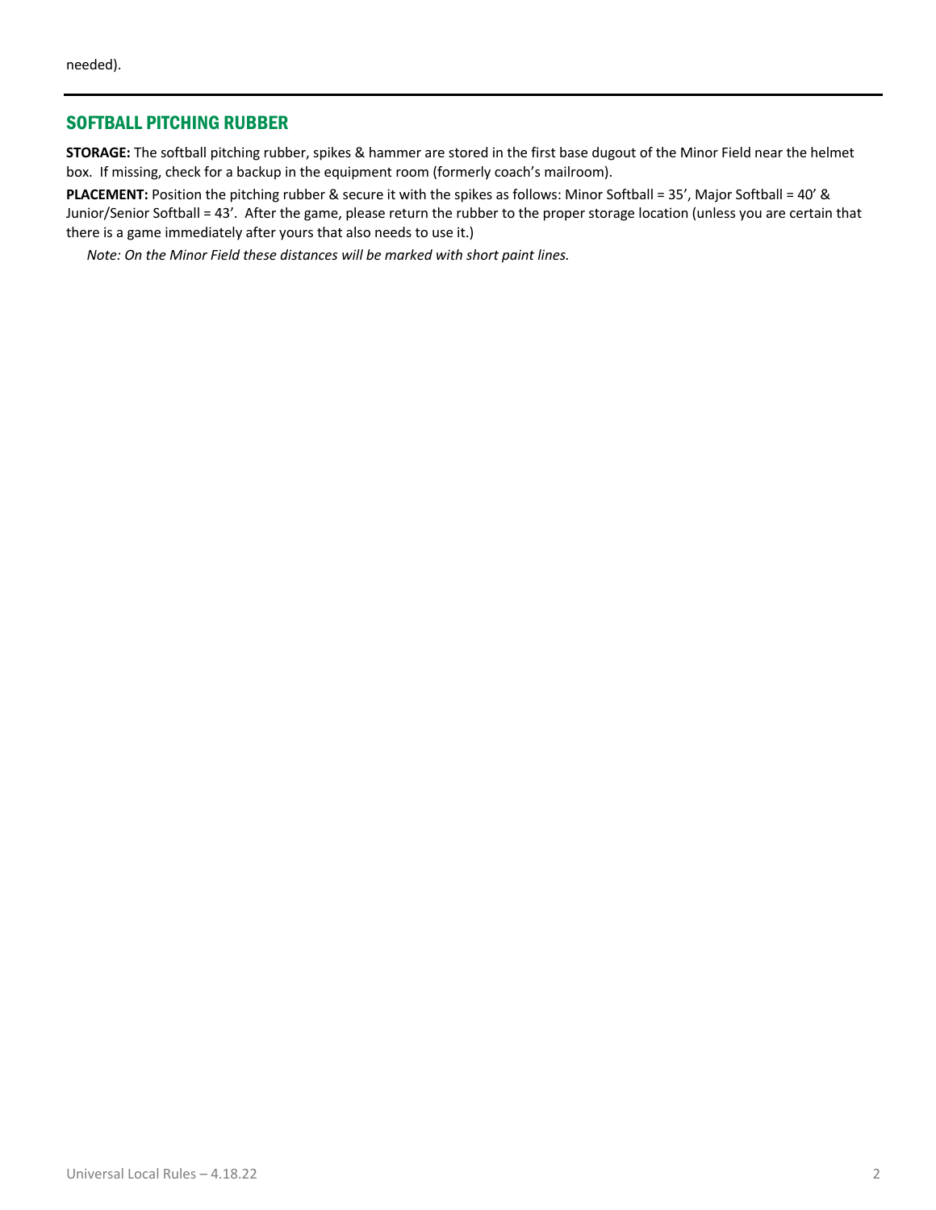needed).

---

## SOFTBALL PITCHING RUBBER

**STORAGE:** The softball pitching rubber, spikes & hammer are stored in the first base dugout of the Minor Field near the helmet box. If missing, check for a backup in the equipment room (formerly coach's mailroom).

**PLACEMENT:** Position the pitching rubber & secure it with the spikes as follows: Minor Softball = 35', Major Softball = 40' & Junior/Senior Softball = 43'. After the game, please return the rubber to the proper storage location (unless you are certain that there is a game immediately after yours that also needs to use it.)

*Note: On the Minor Field these distances will be marked with short paint lines.*